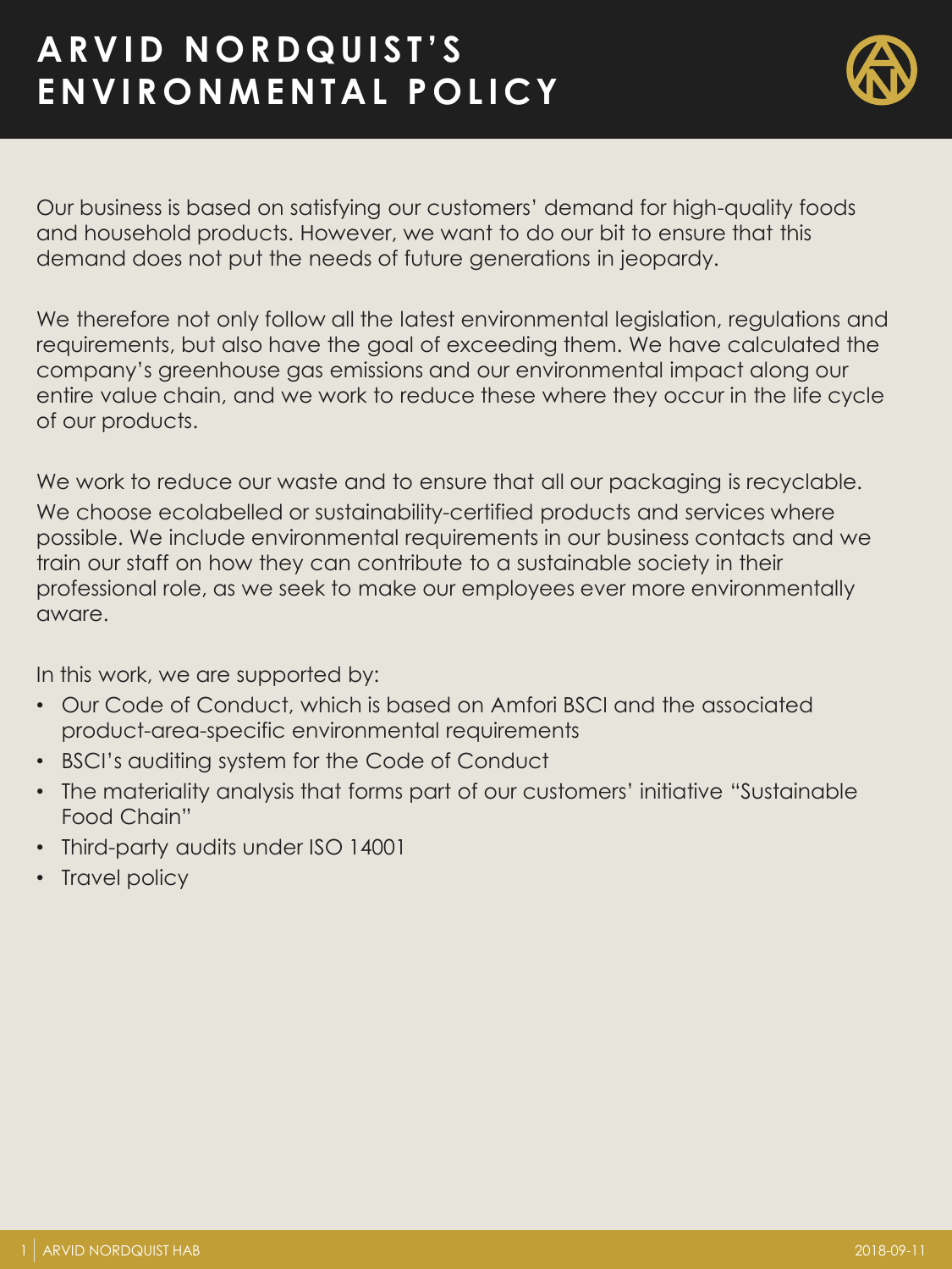# ARVID NORDQUIST'S ENVIRONMENTAL POLICY

Our business is based on satisfying our customers' demand for high-quality foods and household products. However, we want to do our bit to ensure that this demand does not put the needs of future generations in jeopardy.

We therefore not only follow all the latest environmental legislation, regulations and requirements, but also have the goal of exceeding them. We have calculated the company's greenhouse gas emissions and our environmental impact along our entire value chain, and we work to reduce these where they occur in the life cycle of our products.

We work to reduce our waste and to ensure that all our packaging is recyclable. We choose ecolabelled or sustainability-certified products and services where possible. We include environmental requirements in our business contacts and we train our staff on how they can contribute to a sustainable society in their professional role, as we seek to make our employees ever more environmentally aware.

In this work, we are supported by:

- Our Code of Conduct, which is based on Amfori BSCI and the associated product-area-specific environmental requirements
- BSCI's auditing system for the Code of Conduct
- The materiality analysis that forms part of our customers' initiative "Sustainable Food Chain"
- Third-party audits under ISO 14001
- Travel policy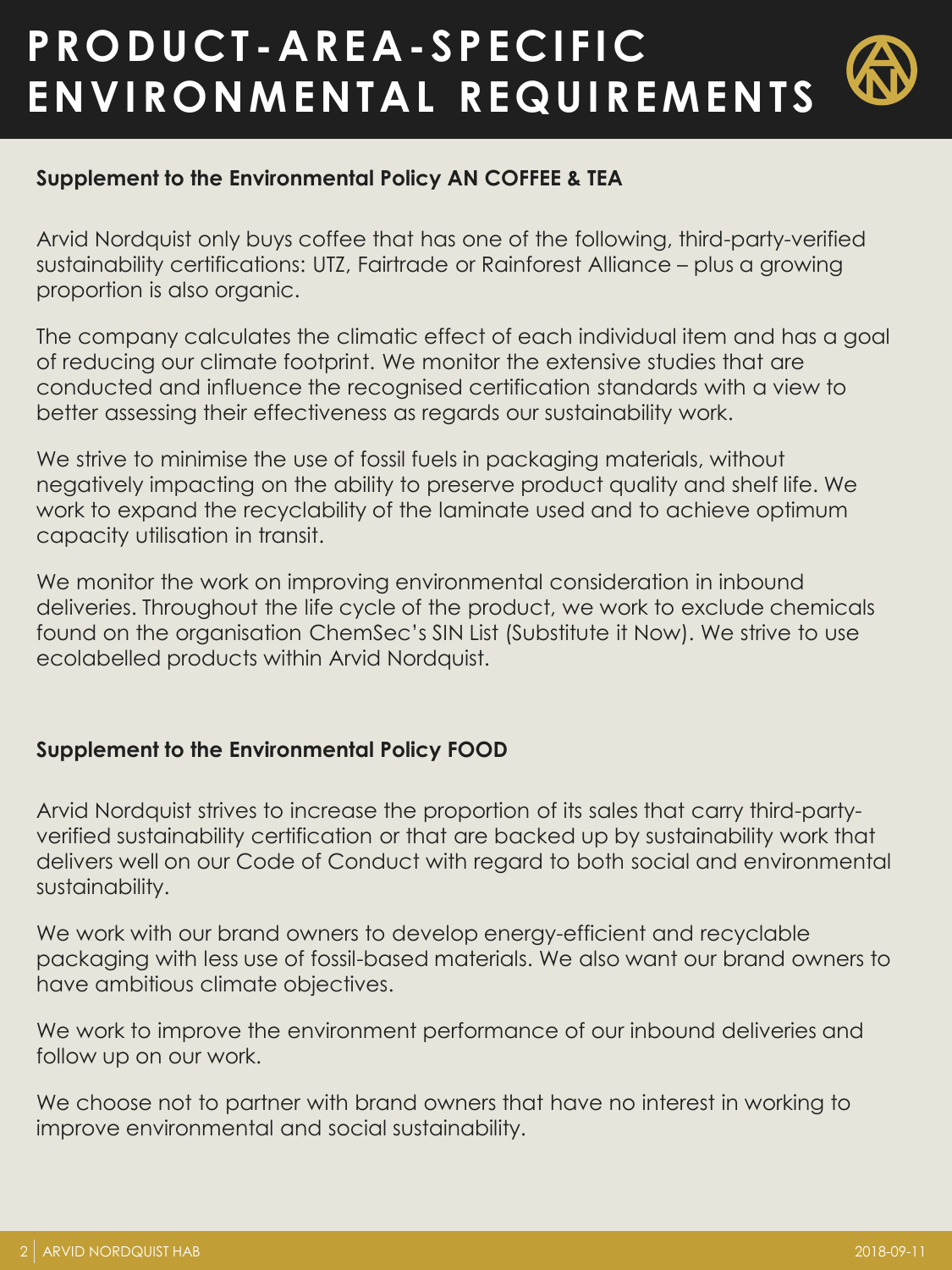# PRODUCT-AREA-SPECIFIC ENVIRONMENTAL REQUIREMENTS

**Supplement to the Environmental Policy AN COFFEE & TEA**

Arvid Nordquist only buys coffee that has one of the following, third-party-verified sustainability certifications: UTZ, Fairtrade or Rainforest Alliance – plus a growing proportion is also organic.

The company calculates the climatic effect of each individual item and has a goal of reducing our climate footprint. We monitor the extensive studies that are conducted and influence the recognised certification standards with a view to better assessing their effectiveness as regards our sustainability work.

We strive to minimise the use of fossil fuels in packaging materials, without negatively impacting on the ability to preserve product quality and shelf life. We work to expand the recyclability of the laminate used and to achieve optimum capacity utilisation in transit.

We monitor the work on improving environmental consideration in inbound deliveries. Throughout the life cycle of the product, we work to exclude chemicals found on the organisation ChemSec's SIN List (Substitute it Now). We strive to use ecolabelled products within Arvid Nordquist.

**Supplement to the Environmental Policy FOOD**

Arvid Nordquist strives to increase the proportion of its sales that carry third-party-verified sustainability certification or that are backed up by sustainability work that delivers well on our Code of Conduct with regard to both social and environmental sustainability.

We work with our brand owners to develop energy-efficient and recyclable packaging with less use of fossil-based materials. We also want our brand owners to have ambitious climate objectives.

We work to improve the environment performance of our inbound deliveries and follow up on our work.

We choose not to partner with brand owners that have no interest in working to improve environmental and social sustainability.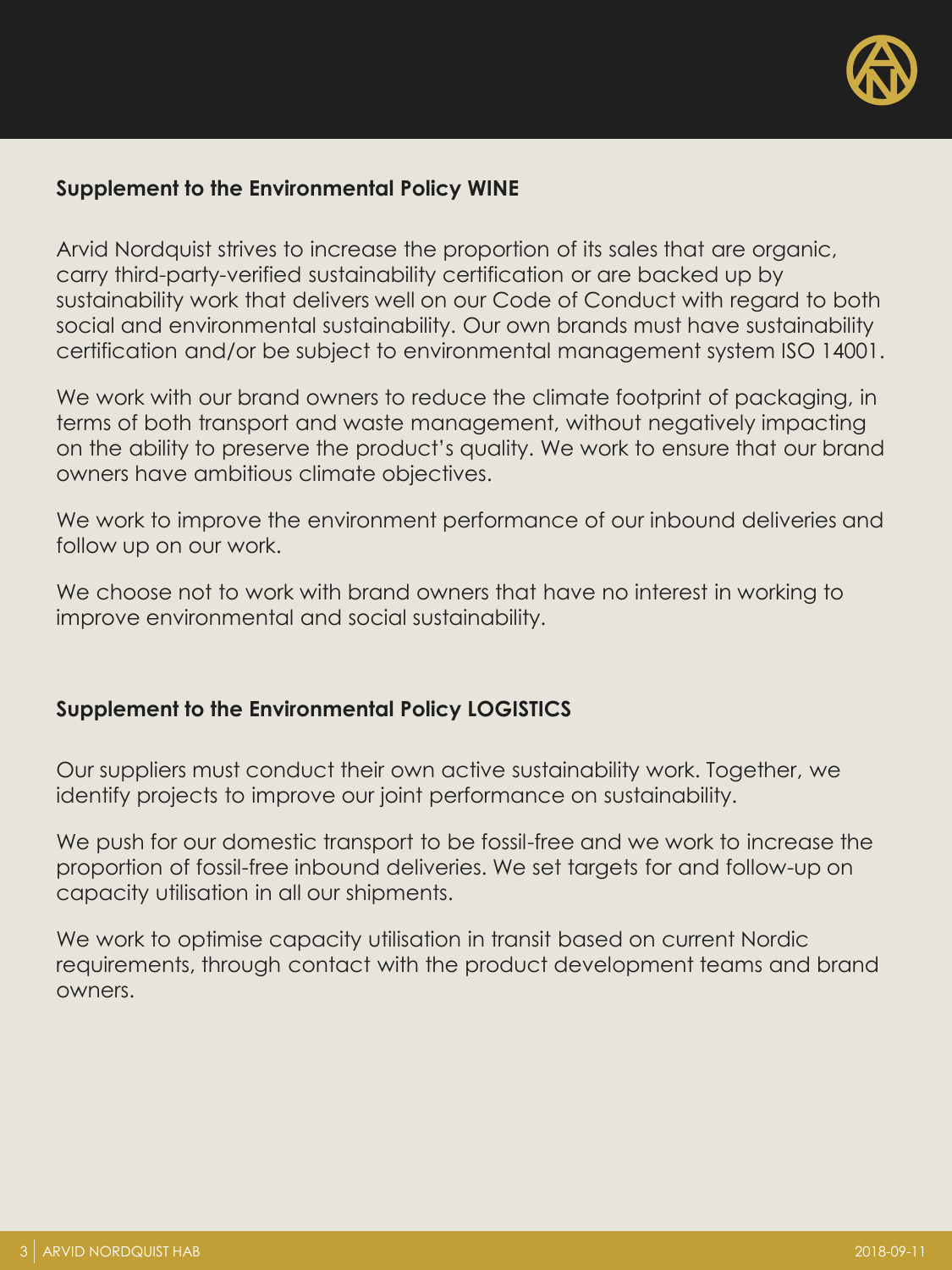## Supplement to the Environmental Policy WINE

Arvid Nordquist strives to increase the proportion of its sales that are organic, carry third-party-verified sustainability certification or are backed up by sustainability work that delivers well on our Code of Conduct with regard to both social and environmental sustainability. Our own brands must have sustainability certification and/or be subject to environmental management system ISO 14001.

We work with our brand owners to reduce the climate footprint of packaging, in terms of both transport and waste management, without negatively impacting on the ability to preserve the product's quality. We work to ensure that our brand owners have ambitious climate objectives.

We work to improve the environment performance of our inbound deliveries and follow up on our work.

We choose not to work with brand owners that have no interest in working to improve environmental and social sustainability.

## Supplement to the Environmental Policy LOGISTICS

Our suppliers must conduct their own active sustainability work. Together, we identify projects to improve our joint performance on sustainability.

We push for our domestic transport to be fossil-free and we work to increase the proportion of fossil-free inbound deliveries. We set targets for and follow-up on capacity utilisation in all our shipments.

We work to optimise capacity utilisation in transit based on current Nordic requirements, through contact with the product development teams and brand owners.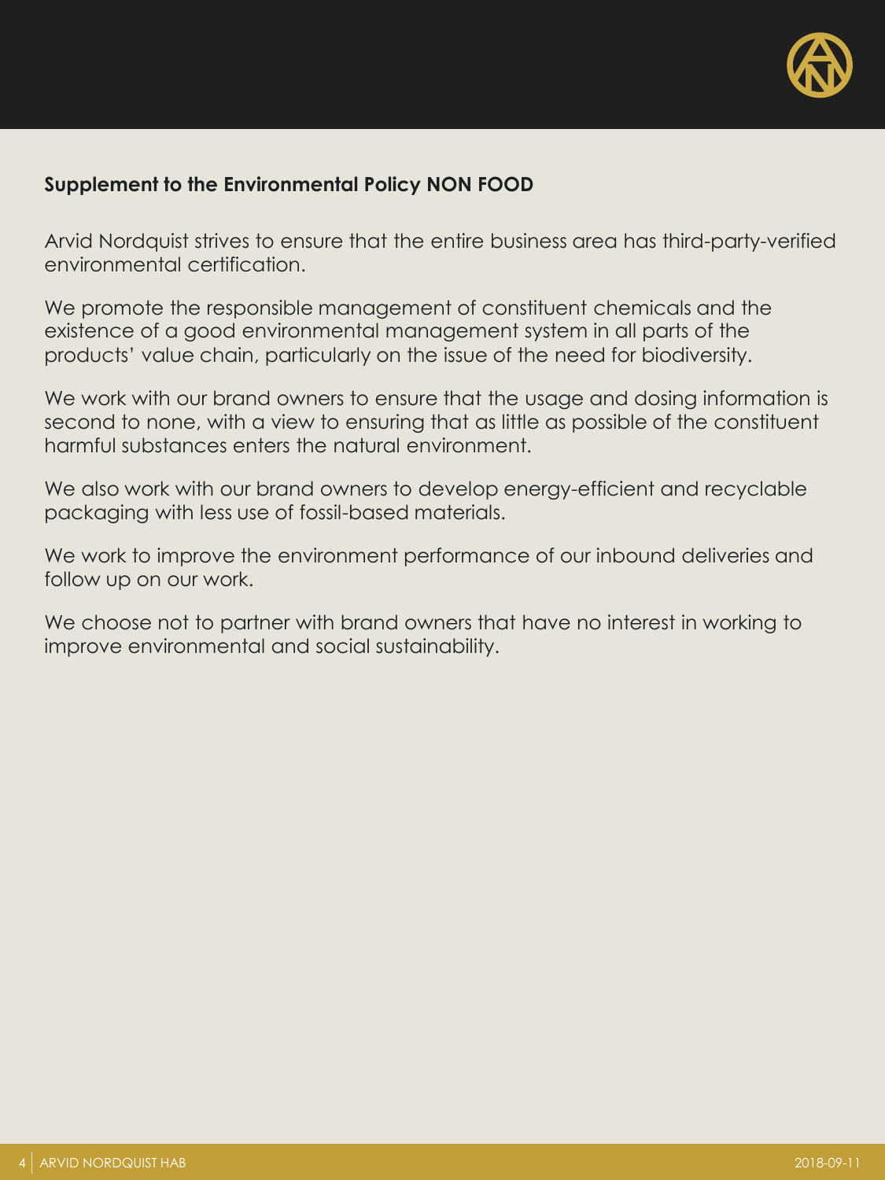## Supplement to the Environmental Policy NON FOOD

Arvid Nordquist strives to ensure that the entire business area has third-party-verified environmental certification.

We promote the responsible management of constituent chemicals and the existence of a good environmental management system in all parts of the products' value chain, particularly on the issue of the need for biodiversity.

We work with our brand owners to ensure that the usage and dosing information is second to none, with a view to ensuring that as little as possible of the constituent harmful substances enters the natural environment.

We also work with our brand owners to develop energy-efficient and recyclable packaging with less use of fossil-based materials.

We work to improve the environment performance of our inbound deliveries and follow up on our work.

We choose not to partner with brand owners that have no interest in working to improve environmental and social sustainability.